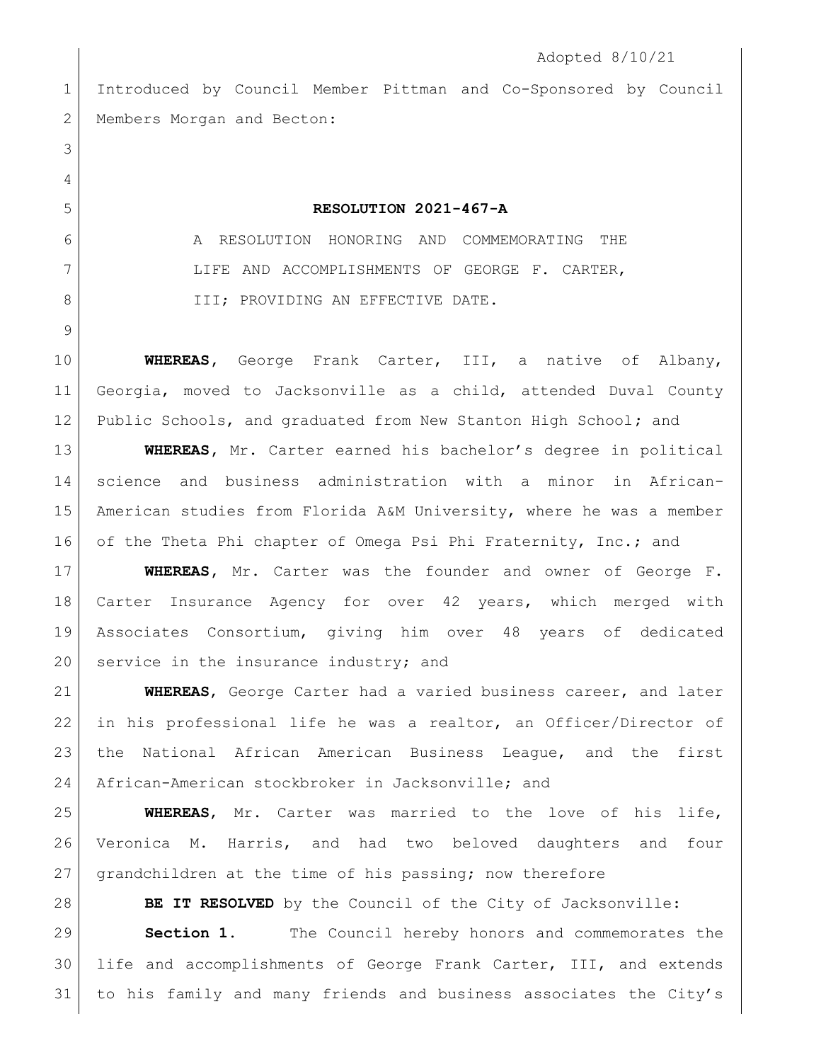Adopted 8/10/21

Introduced by Council Member Pittman and Co-Sponsored by Council Members Morgan and Becton:

**RESOLUTION 2021-467-A**

A RESOLUTION HONORING AND COMMEMORATING THE LIFE AND ACCOMPLISHMENTS OF GEORGE F. CARTER, III; PROVIDING AN EFFECTIVE DATE.

**WHEREAS**, George Frank Carter, III, a native of Albany, Georgia, moved to Jacksonville as a child, attended Duval County Public Schools, and graduated from New Stanton High School; and

**WHEREAS**, Mr. Carter earned his bachelor's degree in political science and business administration with a minor in African-American studies from Florida A&M University, where he was a member of the Theta Phi chapter of Omega Psi Phi Fraternity, Inc.; and

**WHEREAS**, Mr. Carter was the founder and owner of George F. Carter Insurance Agency for over 42 years, which merged with Associates Consortium, giving him over 48 years of dedicated service in the insurance industry; and

**WHEREAS**, George Carter had a varied business career, and later in his professional life he was a realtor, an Officer/Director of the National African American Business League, and the first African-American stockbroker in Jacksonville; and

**WHEREAS**, Mr. Carter was married to the love of his life, Veronica M. Harris, and had two beloved daughters and four grandchildren at the time of his passing; now therefore

**BE IT RESOLVED** by the Council of the City of Jacksonville:

**Section 1.** The Council hereby honors and commemorates the life and accomplishments of George Frank Carter, III, and extends to his family and many friends and business associates the City's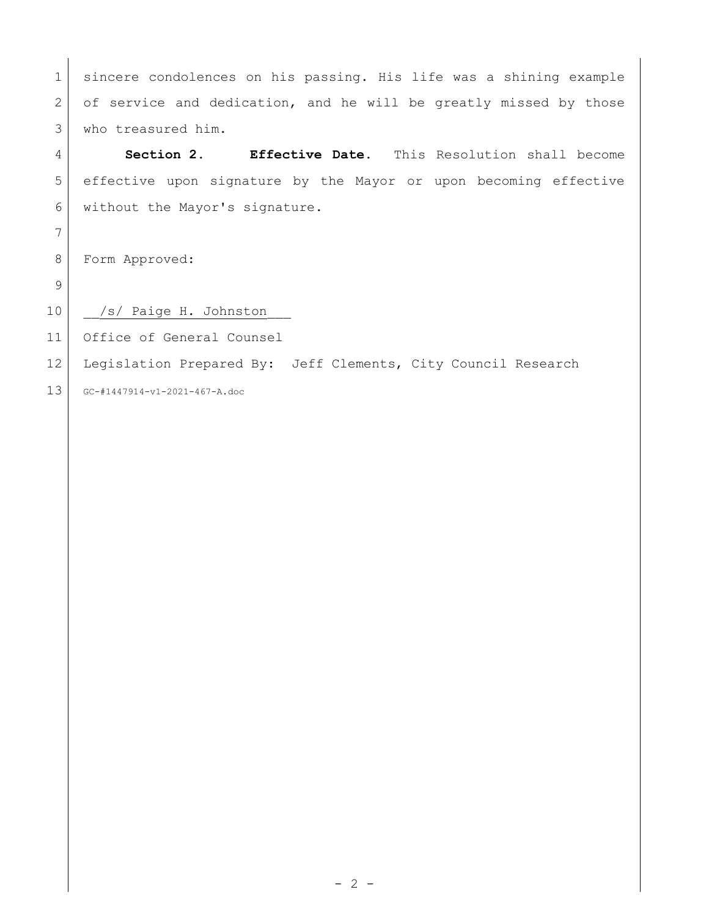sincere condolences on his passing. His life was a shining example of service and dedication, and he will be greatly missed by those who treasured him.

**Section 2. Effective Date.** This Resolution shall become effective upon signature by the Mayor or upon becoming effective without the Mayor's signature.

Form Approved:

/s/ Paige H. Johnston

Office of General Counsel

Legislation Prepared By: Jeff Clements, City Council Research

GC-#1447914-v1-2021-467-A.doc